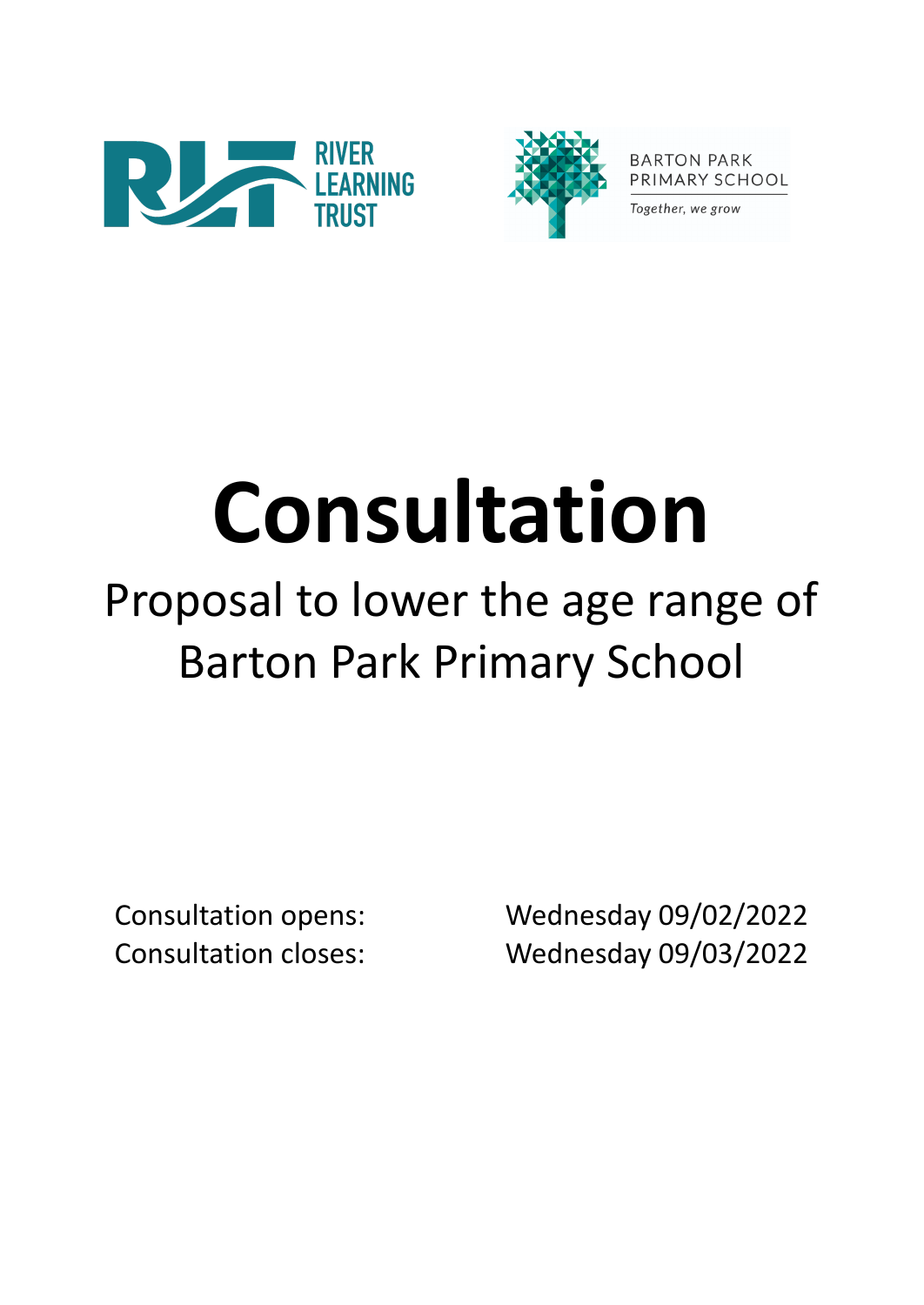RIVER LEARNING TRUST

BARTON PARK PRIMARY SCHOOL

*Together, we grow*

# Consultation

## Proposal to lower the age range of Barton Park Primary School

| | |
|---|---|
| Consultation opens: | Wednesday 09/02/2022 |
| Consultation closes: | Wednesday 09/03/2022 |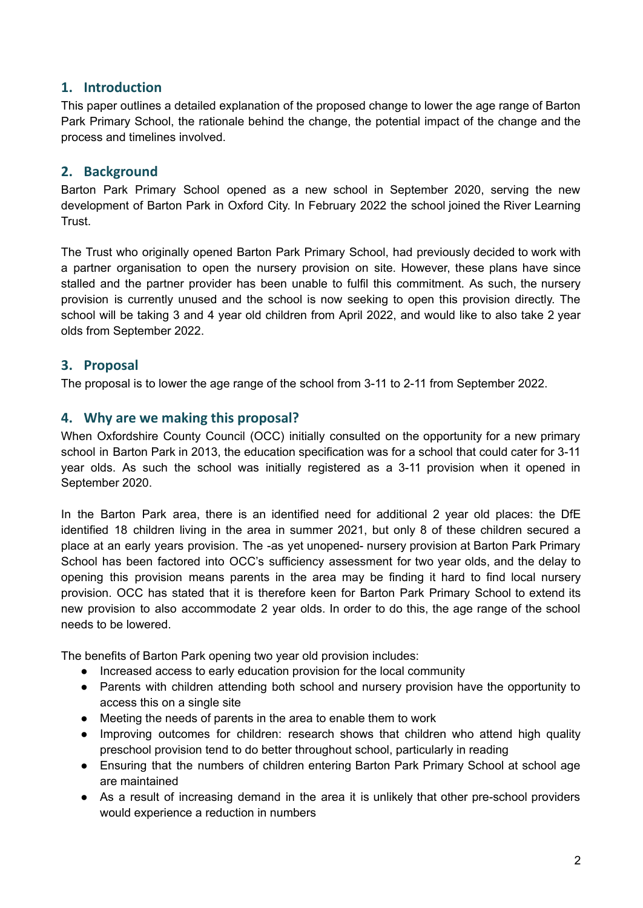## 1. Introduction

This paper outlines a detailed explanation of the proposed change to lower the age range of Barton Park Primary School, the rationale behind the change, the potential impact of the change and the process and timelines involved.

## 2. Background

Barton Park Primary School opened as a new school in September 2020, serving the new development of Barton Park in Oxford City. In February 2022 the school joined the River Learning Trust.

The Trust who originally opened Barton Park Primary School, had previously decided to work with a partner organisation to open the nursery provision on site. However, these plans have since stalled and the partner provider has been unable to fulfil this commitment. As such, the nursery provision is currently unused and the school is now seeking to open this provision directly. The school will be taking 3 and 4 year old children from April 2022, and would like to also take 2 year olds from September 2022.

## 3. Proposal

The proposal is to lower the age range of the school from 3-11 to 2-11 from September 2022.

## 4. Why are we making this proposal?

When Oxfordshire County Council (OCC) initially consulted on the opportunity for a new primary school in Barton Park in 2013, the education specification was for a school that could cater for 3-11 year olds. As such the school was initially registered as a 3-11 provision when it opened in September 2020.

In the Barton Park area, there is an identified need for additional 2 year old places: the DfE identified 18 children living in the area in summer 2021, but only 8 of these children secured a place at an early years provision. The -as yet unopened- nursery provision at Barton Park Primary School has been factored into OCC's sufficiency assessment for two year olds, and the delay to opening this provision means parents in the area may be finding it hard to find local nursery provision. OCC has stated that it is therefore keen for Barton Park Primary School to extend its new provision to also accommodate 2 year olds. In order to do this, the age range of the school needs to be lowered.

The benefits of Barton Park opening two year old provision includes:

- Increased access to early education provision for the local community
- Parents with children attending both school and nursery provision have the opportunity to access this on a single site
- Meeting the needs of parents in the area to enable them to work
- Improving outcomes for children: research shows that children who attend high quality preschool provision tend to do better throughout school, particularly in reading
- Ensuring that the numbers of children entering Barton Park Primary School at school age are maintained
- As a result of increasing demand in the area it is unlikely that other pre-school providers would experience a reduction in numbers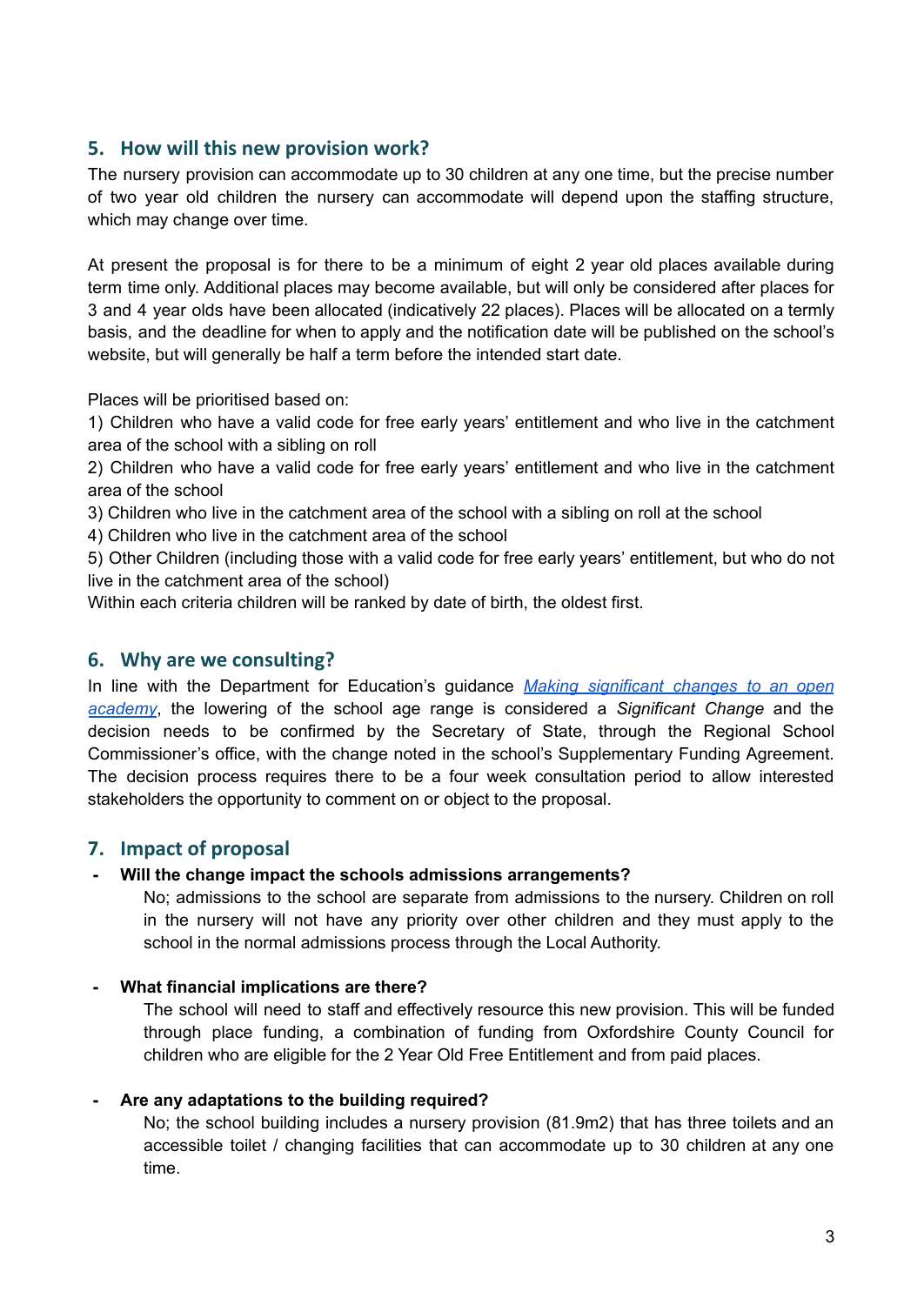## 5. How will this new provision work?

The nursery provision can accommodate up to 30 children at any one time, but the precise number of two year old children the nursery can accommodate will depend upon the staffing structure, which may change over time.

At present the proposal is for there to be a minimum of eight 2 year old places available during term time only. Additional places may become available, but will only be considered after places for 3 and 4 year olds have been allocated (indicatively 22 places). Places will be allocated on a termly basis, and the deadline for when to apply and the notification date will be published on the school's website, but will generally be half a term before the intended start date.

Places will be prioritised based on:

1) Children who have a valid code for free early years' entitlement and who live in the catchment area of the school with a sibling on roll

2) Children who have a valid code for free early years' entitlement and who live in the catchment area of the school

3) Children who live in the catchment area of the school with a sibling on roll at the school

4) Children who live in the catchment area of the school

5) Other Children (including those with a valid code for free early years' entitlement, but who do not live in the catchment area of the school)

Within each criteria children will be ranked by date of birth, the oldest first.

## 6. Why are we consulting?

In line with the Department for Education's guidance *Making significant changes to an open academy*, the lowering of the school age range is considered a *Significant Change* and the decision needs to be confirmed by the Secretary of State, through the Regional School Commissioner's office, with the change noted in the school's Supplementary Funding Agreement. The decision process requires there to be a four week consultation period to allow interested stakeholders the opportunity to comment on or object to the proposal.

## 7. Impact of proposal

- **Will the change impact the schools admissions arrangements?**

  No; admissions to the school are separate from admissions to the nursery. Children on roll in the nursery will not have any priority over other children and they must apply to the school in the normal admissions process through the Local Authority.

- **What financial implications are there?**

  The school will need to staff and effectively resource this new provision. This will be funded through place funding, a combination of funding from Oxfordshire County Council for children who are eligible for the 2 Year Old Free Entitlement and from paid places.

- **Are any adaptations to the building required?**

  No; the school building includes a nursery provision (81.9m2) that has three toilets and an accessible toilet / changing facilities that can accommodate up to 30 children at any one time.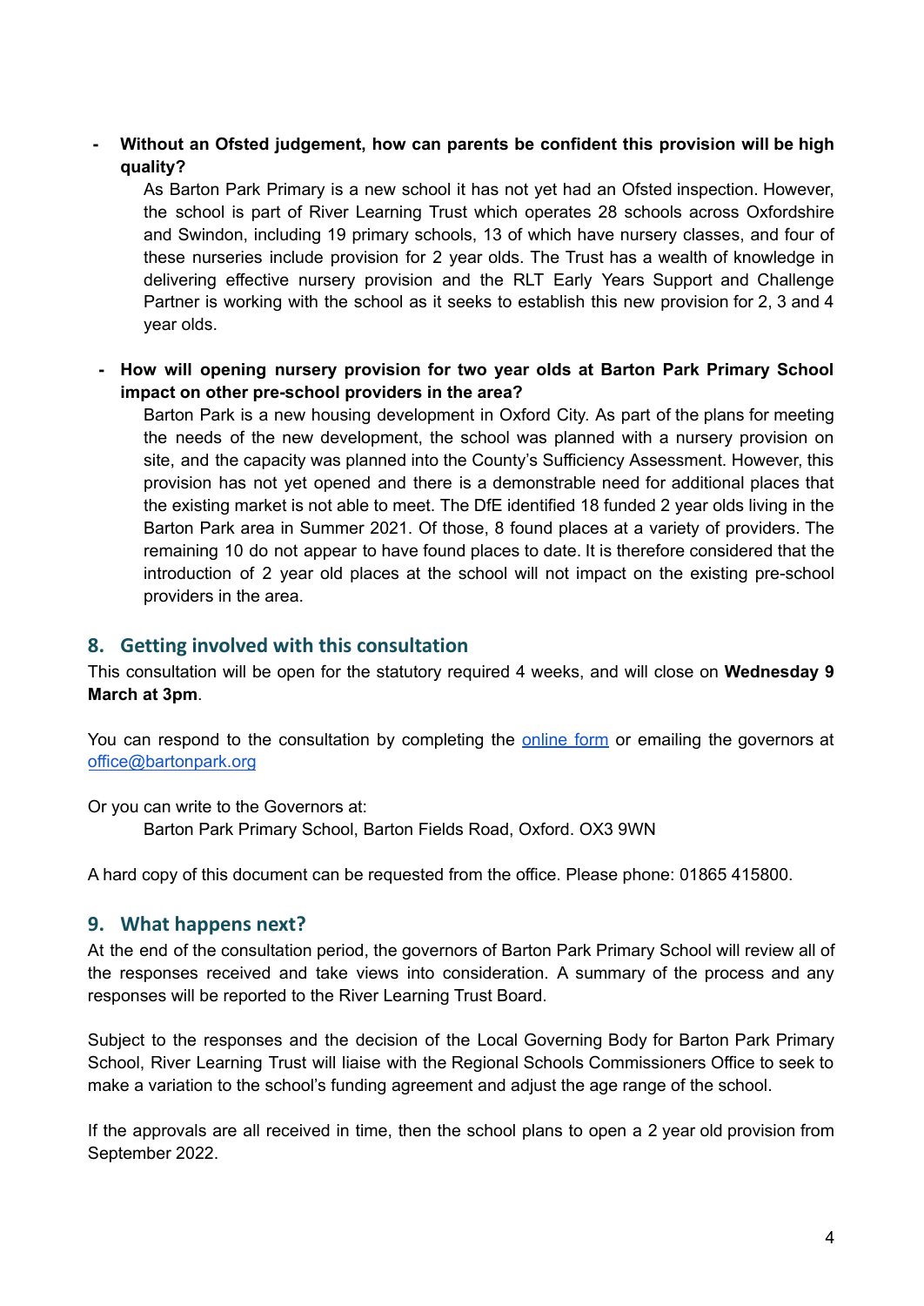- **Without an Ofsted judgement, how can parents be confident this provision will be high quality?**

  As Barton Park Primary is a new school it has not yet had an Ofsted inspection. However, the school is part of River Learning Trust which operates 28 schools across Oxfordshire and Swindon, including 19 primary schools, 13 of which have nursery classes, and four of these nurseries include provision for 2 year olds. The Trust has a wealth of knowledge in delivering effective nursery provision and the RLT Early Years Support and Challenge Partner is working with the school as it seeks to establish this new provision for 2, 3 and 4 year olds.

- **How will opening nursery provision for two year olds at Barton Park Primary School impact on other pre-school providers in the area?**

  Barton Park is a new housing development in Oxford City. As part of the plans for meeting the needs of the new development, the school was planned with a nursery provision on site, and the capacity was planned into the County's Sufficiency Assessment. However, this provision has not yet opened and there is a demonstrable need for additional places that the existing market is not able to meet. The DfE identified 18 funded 2 year olds living in the Barton Park area in Summer 2021. Of those, 8 found places at a variety of providers. The remaining 10 do not appear to have found places to date. It is therefore considered that the introduction of 2 year old places at the school will not impact on the existing pre-school providers in the area.

## 8. Getting involved with this consultation

This consultation will be open for the statutory required 4 weeks, and will close on **Wednesday 9 March at 3pm**.

You can respond to the consultation by completing the [online form] or emailing the governors at office@bartonpark.org

Or you can write to the Governors at:

Barton Park Primary School, Barton Fields Road, Oxford. OX3 9WN

A hard copy of this document can be requested from the office. Please phone: 01865 415800.

## 9. What happens next?

At the end of the consultation period, the governors of Barton Park Primary School will review all of the responses received and take views into consideration. A summary of the process and any responses will be reported to the River Learning Trust Board.

Subject to the responses and the decision of the Local Governing Body for Barton Park Primary School, River Learning Trust will liaise with the Regional Schools Commissioners Office to seek to make a variation to the school's funding agreement and adjust the age range of the school.

If the approvals are all received in time, then the school plans to open a 2 year old provision from September 2022.